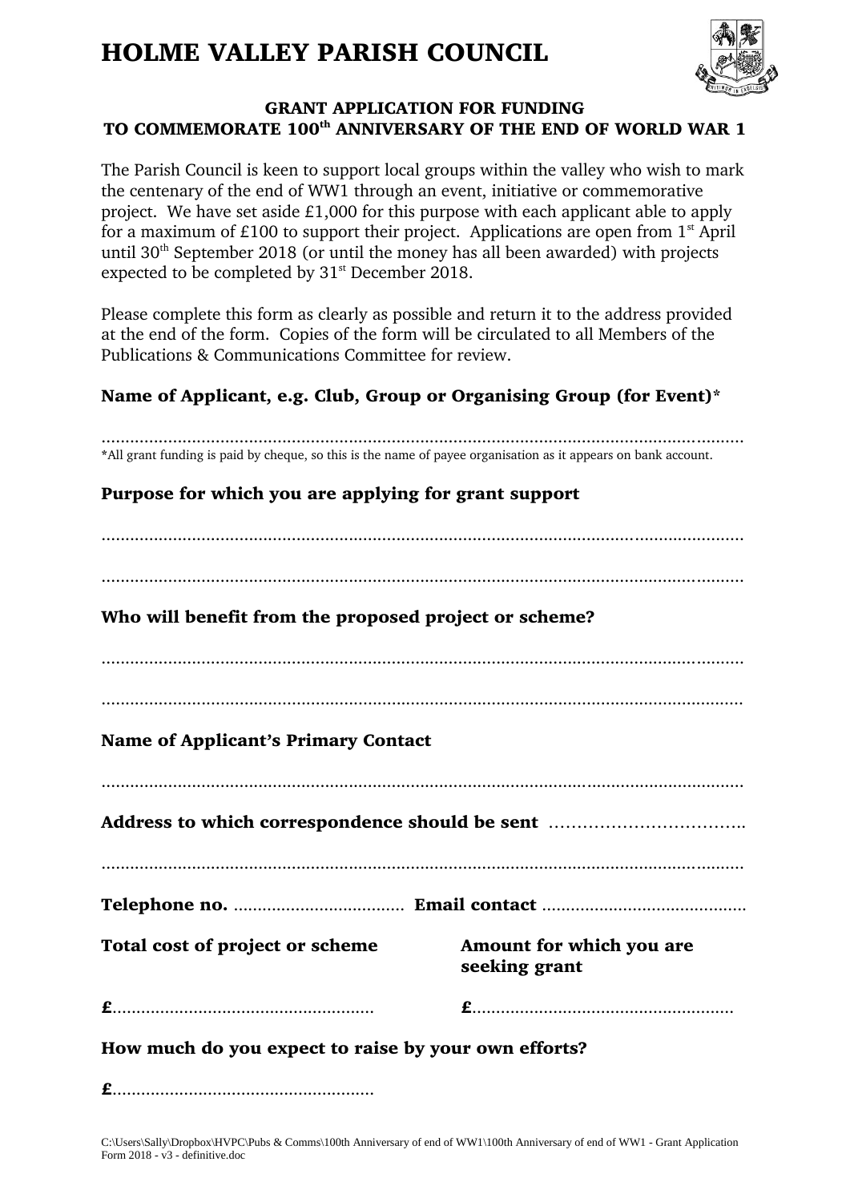# HOLME VALLEY PARISH COUNCIL

## GRANT APPLICATION FOR FUNDING TO COMMEMORATE 100th ANNIVERSARY OF THE END OF WORLD WAR 1

The Parish Council is keen to support local groups within the valley who wish to mark the centenary of the end of WW1 through an event, initiative or commemorative project. We have set aside £1,000 for this purpose with each applicant able to apply for a maximum of £100 to support their project. Applications are open from 1st April until 30th September 2018 (or until the money has all been awarded) with projects expected to be completed by 31st December 2018.

Please complete this form as clearly as possible and return it to the address provided at the end of the form. Copies of the form will be circulated to all Members of the Publications & Communications Committee for review.

**Name of Applicant, e.g. Club, Group or Organising Group (for Event)***

..........................................................................................................................................

*All grant funding is paid by cheque, so this is the name of payee organisation as it appears on bank account.

**Purpose for which you are applying for grant support**

..........................................................................................................................................

..........................................................................................................................................

**Who will benefit from the proposed project or scheme?**

..........................................................................................................................................

..........................................................................................................................................

**Name of Applicant's Primary Contact**

..........................................................................................................................................

**Address to which correspondence should be sent** ..................................

..........................................................................................................................................

**Telephone no.** .................................... **Email contact** ...........................................

**Total cost of project or scheme**

**£**......................................................

**Amount for which you are seeking grant**

**£**......................................................

**How much do you expect to raise by your own efforts?**

**£**......................................................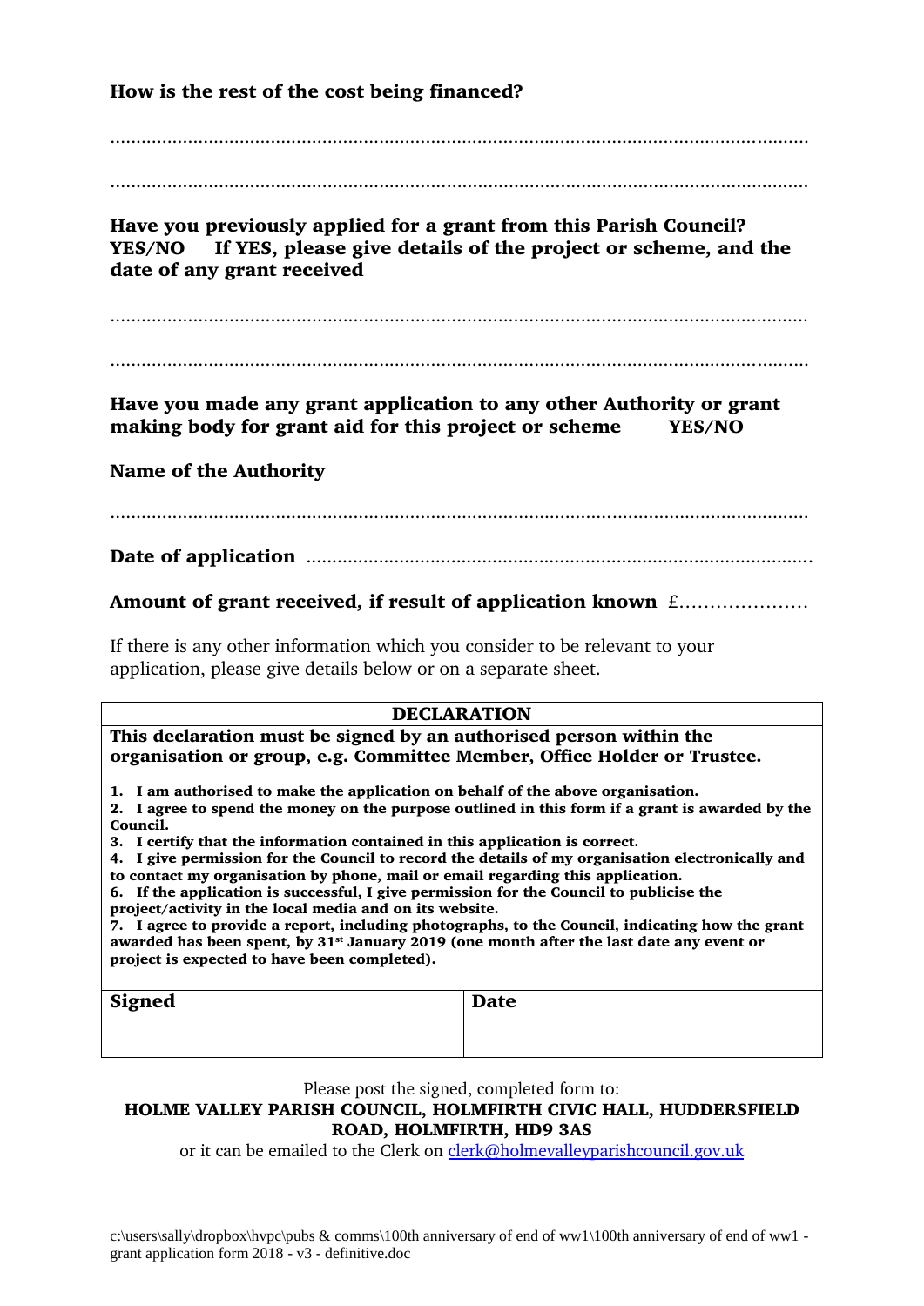**How is the rest of the cost being financed?**

........................................................................................................................................

........................................................................................................................................

**Have you previously applied for a grant from this Parish Council? YES/NO If YES, please give details of the project or scheme, and the date of any grant received**

........................................................................................................................................

........................................................................................................................................

**Have you made any grant application to any other Authority or grant making body for grant aid for this project or scheme YES/NO**

**Name of the Authority**

........................................................................................................................................

**Date of application** ...........................................................................................

**Amount of grant received, if result of application known** £.....................

If there is any other information which you consider to be relevant to your application, please give details below or on a separate sheet.

| **DECLARATION** | |
|---|---|
| **This declaration must be signed by an authorised person within the organisation or group, e.g. Committee Member, Office Holder or Trustee.**<br><br>**1. I am authorised to make the application on behalf of the above organisation.**<br>**2. I agree to spend the money on the purpose outlined in this form if a grant is awarded by the Council.**<br>**3. I certify that the information contained in this application is correct.**<br>**4. I give permission for the Council to record the details of my organisation electronically and to contact my organisation by phone, mail or email regarding this application.**<br>**6. If the application is successful, I give permission for the Council to publicise the project/activity in the local media and on its website.**<br>**7. I agree to provide a report, including photographs, to the Council, indicating how the grant awarded has been spent, by 31st January 2019 (one month after the last date any event or project is expected to have been completed).** | |
| **Signed** | **Date** |

Please post the signed, completed form to:
**HOLME VALLEY PARISH COUNCIL, HOLMFIRTH CIVIC HALL, HUDDERSFIELD ROAD, HOLMFIRTH, HD9 3AS**
or it can be emailed to the Clerk on clerk@holmevalleyparishcouncil.gov.uk

c:\users\sally\dropbox\hvpc\pubs & comms\100th anniversary of end of ww1\100th anniversary of end of ww1 - grant application form 2018 - v3 - definitive.doc